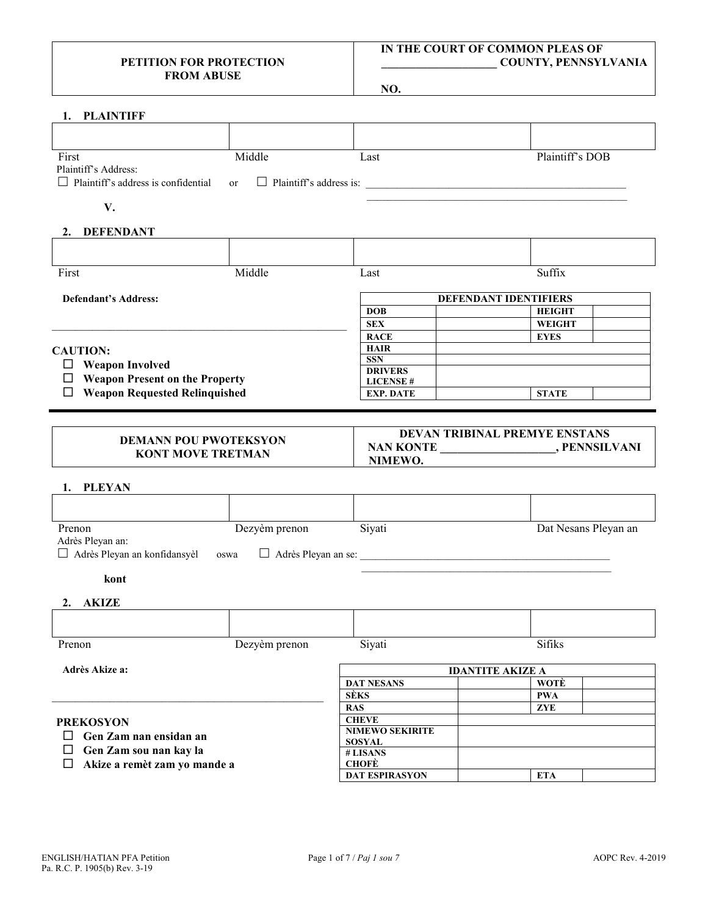| PETITION FOR PROTECTION FROM ABUSE | IN THE COURT OF COMMON PLEAS OF ____________________ COUNTY, PENNSYLVANIA<br><br>NO. |
|---|---|

## 1. PLAINTIFF

| | | | |
|---|---|---|---|
| First | Middle | Last | Plaintiff's DOB |

Plaintiff's Address:

☐ Plaintiff's address is confidential or ☐ Plaintiff's address is: ____________________________________________

____________________________________________

**V.**

## 2. DEFENDANT

| | | | |
|---|---|---|---|
| First | Middle | Last | Suffix |

**Defendant's Address:**

____________________________________________

**CAUTION:**

- ☐ **Weapon Involved**
- ☐ **Weapon Present on the Property**
- ☐ **Weapon Requested Relinquished**

| DEFENDANT IDENTIFIERS | | | |
|---|---|---|---|
| DOB | | HEIGHT | |
| SEX | | WEIGHT | |
| RACE | | EYES | |
| HAIR | | | |
| SSN | | | |
| DRIVERS LICENSE # | | | |
| EXP. DATE | | STATE | |

---

| DEMANN POU PWOTEKSYON KONT MOVE TRETMAN | DEVAN TRIBINAL PREMYE ENSTANS NAN KONTE ____________________, PENNSILVANI<br>NIMEWO. |
|---|---|

## 1. PLEYAN

| | | | |
|---|---|---|---|
| Prenon | Dezyèm prenon | Siyati | Dat Nesans Pleyan an |

Adrès Pleyan an:

☐ Adrès Pleyan an konfidansyèl oswa ☐ Adrès Pleyan an se: ____________________________________________

____________________________________________

**kont**

## 2. AKIZE

| | | | |
|---|---|---|---|
| Prenon | Dezyèm prenon | Siyati | Sifiks |

**Adrès Akize a:**

____________________________________________

**PREKOSYON**

- ☐ **Gen Zam nan ensidan an**
- ☐ **Gen Zam sou nan kay la**
- ☐ **Akize a remèt zam yo mande a**

| IDANTITE AKIZE A | | | |
|---|---|---|---|
| DAT NESANS | | WOTÈ | |
| SÈKS | | PWA | |
| RAS | | ZYE | |
| CHEVE | | | |
| NIMEWO SEKIRITE SOSYAL | | | |
| # LISANS CHOFÈ | | | |
| DAT ESPIRASYON | | ETA | |

ENGLISH/HATIAN PFA Petition
Pa. R.C.P. 1905(b) Rev. 3-19

AOPC Rev. 4-2019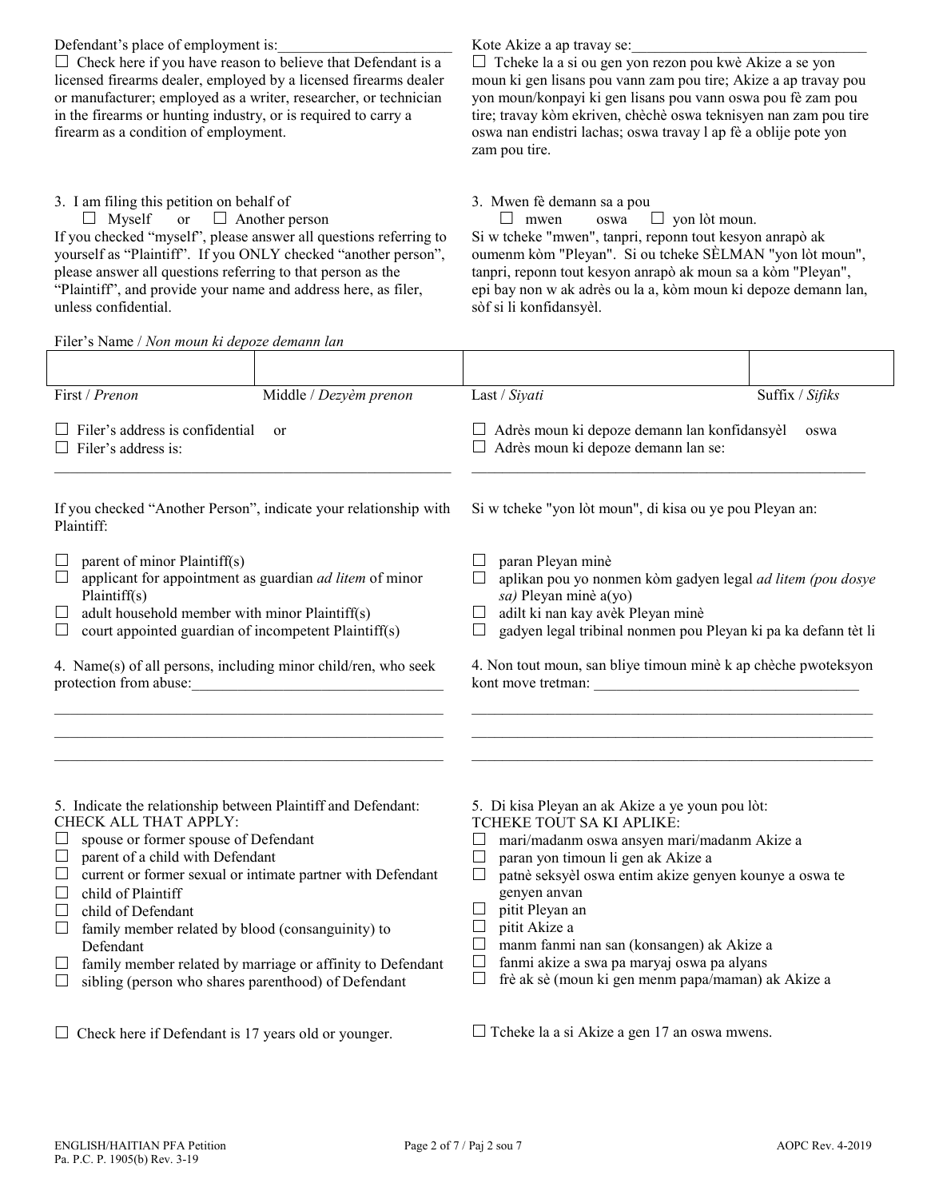Defendant's place of employment is:______________________

☐ Check here if you have reason to believe that Defendant is a licensed firearms dealer, employed by a licensed firearms dealer or manufacturer; employed as a writer, researcher, or technician in the firearms or hunting industry, or is required to carry a firearm as a condition of employment.

Kote Akize a ap travay se:______________________________

☐ Tcheke la a si ou gen yon rezon pou kwè Akize a se yon moun ki gen lisans pou vann zam pou tire; Akize a ap travay pou yon moun/konpayi ki gen lisans pou vann oswa pou fè zam pou tire; travay kòm ekriven, chèchè oswa teknisyen nan zam pou tire oswa nan endistri lachas; oswa travay l ap fè a oblije pote yon zam pou tire.

3. I am filing this petition on behalf of
☐ Myself or ☐ Another person

If you checked "myself", please answer all questions referring to yourself as "Plaintiff". If you ONLY checked "another person", please answer all questions referring to that person as the "Plaintiff", and provide your name and address here, as filer, unless confidential.

3. Mwen fè demann sa a pou
☐ mwen oswa ☐ yon lòt moun.

Si w tcheke "mwen", tanpri, reponn tout kesyon anrapò ak oumenm kòm "Pleyan". Si ou tcheke SÈLMAN "yon lòt moun", tanpri, reponn tout kesyon anrapò ak moun sa a kòm "Pleyan", epi bay non w ak adrès ou la a, kòm moun ki depoze demann lan, sòf si li konfidansyèl.

Filer's Name / *Non moun ki depoze demann lan*

| | | | |
|---|---|---|---|
| First / *Prenon* | Middle / *Dezyèm prenon* | Last / *Siyati* | Suffix / *Sifiks* |

☐ Filer's address is confidential or
☐ Filer's address is:
______________________________________________

☐ Adrès moun ki depoze demann lan konfidansyèl oswa
☐ Adrès moun ki depoze demann lan se:
______________________________________________

If you checked "Another Person", indicate your relationship with Plaintiff:

☐ parent of minor Plaintiff(s)
☐ applicant for appointment as guardian *ad litem* of minor Plaintiff(s)
☐ adult household member with minor Plaintiff(s)
☐ court appointed guardian of incompetent Plaintiff(s)

Si w tcheke "yon lòt moun", di kisa ou ye pou Pleyan an:

☐ paran Pleyan minè
☐ aplikan pou yo nonmen kòm gadyen legal *ad litem (pou dosye sa)* Pleyan minè a(yo)
☐ adilt ki nan kay avèk Pleyan minè
☐ gadyen legal tribinal nonmen pou Pleyan ki pa ka defann tèt li

4. Name(s) of all persons, including minor child/ren, who seek protection from abuse:________________________________
______________________________________________
______________________________________________
______________________________________________

4. Non tout moun, san bliye timoun minè k ap chèche pwoteksyon kont move tretman: ________________________________
______________________________________________
______________________________________________
______________________________________________

5. Indicate the relationship between Plaintiff and Defendant:
CHECK ALL THAT APPLY:

☐ spouse or former spouse of Defendant
☐ parent of a child with Defendant
☐ current or former sexual or intimate partner with Defendant
☐ child of Plaintiff
☐ child of Defendant
☐ family member related by blood (consanguinity) to Defendant
☐ family member related by marriage or affinity to Defendant
☐ sibling (person who shares parenthood) of Defendant

5. Di kisa Pleyan an ak Akize a ye youn pou lòt:
TCHEKE TOUT SA KI APLIKE:

☐ mari/madanm oswa ansyen mari/madanm Akize a
☐ paran yon timoun li gen ak Akize a
☐ patnè seksyèl oswa entim akize genyen kounye a oswa te genyen anvan
☐ pitit Pleyan an
☐ pitit Akize a
☐ manm fanmi nan san (konsangen) ak Akize a
☐ fanmi akize a swa pa maryaj oswa pa alyans
☐ frè ak sè (moun ki gen menm papa/maman) ak Akize a

☐ Check here if Defendant is 17 years old or younger.

☐ Tcheke la a si Akize a gen 17 an oswa mwens.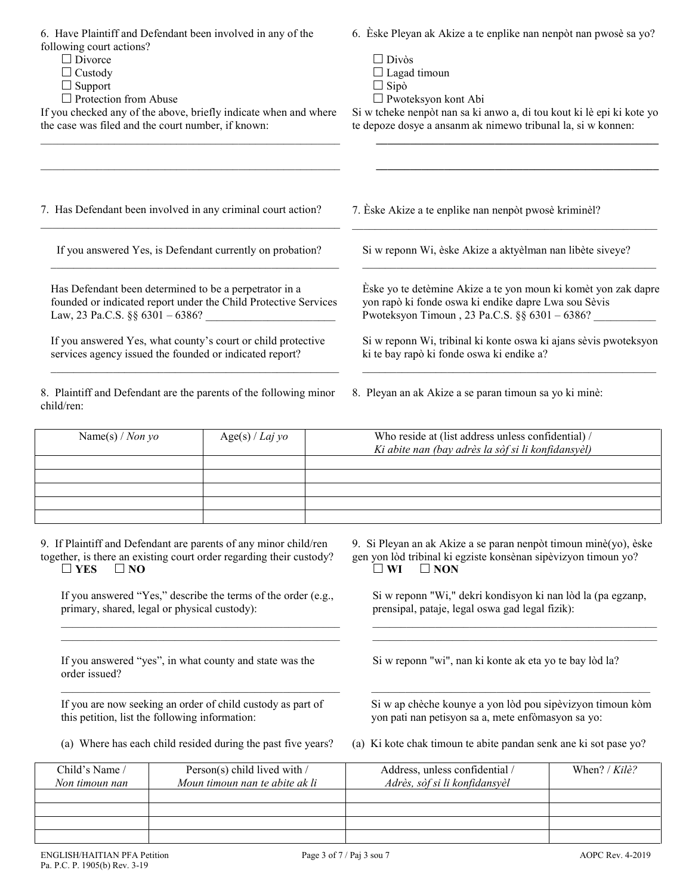6. Have Plaintiff and Defendant been involved in any of the following court actions?

☐ Divorce
☐ Custody
☐ Support
☐ Protection from Abuse

If you checked any of the above, briefly indicate when and where the case was filed and the court number, if known:

_______________________________________________________

_______________________________________________________

6. Èske Pleyan ak Akize a te enplike nan nenpòt nan pwosè sa yo?

☐ Divòs
☐ Lagad timoun
☐ Sipò
☐ Pwoteksyon kont Abi

Si w tcheke nenpòt nan sa ki anwo a, di tou kout ki lè epi ki kote yo te depoze dosye a ansanm ak nimewo tribunal la, si w konnen:

_______________________________________________________

_______________________________________________________

7. Has Defendant been involved in any criminal court action?

_______________________________________________________

If you answered Yes, is Defendant currently on probation?

_______________________________________________________

Has Defendant been determined to be a perpetrator in a founded or indicated report under the Child Protective Services Law, 23 Pa.C.S. §§ 6301 – 6386? _______________________

If you answered Yes, what county's court or child protective services agency issued the founded or indicated report?

_______________________________________________________

7. Èske Akize a te enplike nan nenpòt pwosè kriminèl?

_______________________________________________________

Si w reponn Wi, èske Akize a aktyèlman nan libète siveye?

_______________________________________________________

Èske yo te detèmine Akize a te yon moun ki komèt yon zak dapre yon rapò ki fonde oswa ki endike dapre Lwa sou Sèvis Pwoteksyon Timoun , 23 Pa.C.S. §§ 6301 – 6386? ___________

Si w reponn Wi, tribinal ki konte oswa ki ajans sèvis pwoteksyon ki te bay rapò ki fonde oswa ki endike a?

_______________________________________________________

8. Plaintiff and Defendant are the parents of the following minor child/ren:

8. Pleyan an ak Akize a se paran timoun sa yo ki minè:

| Name(s) / *Non yo* | Age(s) / *Laj yo* | Who reside at (list address unless confidential) / *Ki abite nan (bay adrès la sòf si li konfidansyèl)* |
|---|---|---|
| | | |
| | | |
| | | |
| | | |
| | | |

9. If Plaintiff and Defendant are parents of any minor child/ren together, is there an existing court order regarding their custody?
☐ **YES** ☐ **NO**

If you answered "Yes," describe the terms of the order (e.g., primary, shared, legal or physical custody):

_______________________________________________________

_______________________________________________________

If you answered "yes", in what county and state was the order issued?

_______________________________________________________

If you are now seeking an order of child custody as part of this petition, list the following information:

(a) Where has each child resided during the past five years?

9. Si Pleyan an ak Akize a se paran nenpòt timoun minè(yo), èske gen yon lòd tribinal ki egziste konsènan sipèvizyon timoun yo?
☐ **WI** ☐ **NON**

Si w reponn "Wi," dekri kondisyon ki nan lòd la (pa egzanp, prensipal, pataje, legal oswa gad legal fizik):

_______________________________________________________

_______________________________________________________

Si w reponn "wi", nan ki konte ak eta yo te bay lòd la?

_______________________________________________________

Si w ap chèche kounye a yon lòd pou sipèvizyon timoun kòm yon pati nan petisyon sa a, mete enfòmasyon sa yo:

(a) Ki kote chak timoun te abite pandan senk ane ki sot pase yo?

| Child's Name / *Non timoun nan* | Person(s) child lived with / *Moun timoun nan te abite ak li* | Address, unless confidential / *Adrès, sòf si li konfidansyèl* | When? / *Kilè?* |
|---|---|---|---|
| | | | |
| | | | |
| | | | |
| | | | |

ENGLISH/HAITIAN PFA Petition
Pa. P.C. P. 1905(b) Rev. 3-19

AOPC Rev. 4-2019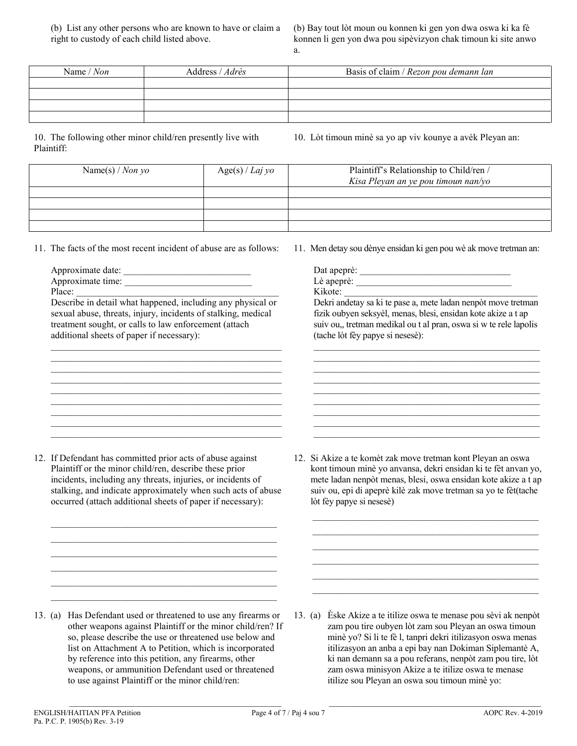(b) List any other persons who are known to have or claim a right to custody of each child listed above.

(b) Bay tout lòt moun ou konnen ki gen yon dwa oswa ki ka fè konnen li gen yon dwa pou sipèvizyon chak timoun ki site anwo a.

| Name / *Non* | Address / *Adrès* | Basis of claim / *Rezon pou demann lan* |
| --- | --- | --- |
| | | |
| | | |
| | | |
| | | |

10. The following other minor child/ren presently live with Plaintiff:

10. Lòt timoun minè sa yo ap viv kounye a avèk Pleyan an:

| Name(s) / *Non yo* | Age(s) / *Laj yo* | Plaintiff's Relationship to Child/ren / *Kisa Pleyan an ye pou timoun nan/yo* |
| --- | --- | --- |
| | | |
| | | |
| | | |
| | | |

11. The facts of the most recent incident of abuse are as follows:

Approximate date: ___________________________
Approximate time: ___________________________
Place: ___________________________________________
Describe in detail what happened, including any physical or sexual abuse, threats, injury, incidents of stalking, medical treatment sought, or calls to law enforcement (attach additional sheets of paper if necessary):

__________________________________________________
__________________________________________________
__________________________________________________
__________________________________________________
__________________________________________________
__________________________________________________
__________________________________________________
__________________________________________________
__________________________________________________

11. Men detay sou dènye ensidan ki gen pou wè ak move tretman an:

Dat apeprè: ________________________________
Lè apeprè: ________________________________
Kikote: ___________________________________________
Dekri andetay sa ki te pase a, mete ladan nenpòt move tretman fizik oubyen seksyèl, menas, blesi, ensidan kote akize a t ap suiv ou,, tretman medikal ou t al pran, oswa si w te rele lapolis (tache lòt fèy papye si nesesè):

__________________________________________________
__________________________________________________
__________________________________________________
__________________________________________________
__________________________________________________
__________________________________________________
__________________________________________________
__________________________________________________
__________________________________________________

12. If Defendant has committed prior acts of abuse against Plaintiff or the minor child/ren, describe these prior incidents, including any threats, injuries, or incidents of stalking, and indicate approximately when such acts of abuse occurred (attach additional sheets of paper if necessary):

__________________________________________________
__________________________________________________
__________________________________________________
__________________________________________________
__________________________________________________
__________________________________________________

12. Si Akize a te komèt zak move tretman kont Pleyan an oswa kont timoun minè yo anvansa, dekri ensidan ki te fèt anvan yo, mete ladan nenpòt menas, blesi, oswa ensidan kote akize a t ap suiv ou, epi di apeprè kilè zak move tretman sa yo te fèt(tache lòt fèy papye si nesesè)

__________________________________________________
__________________________________________________
__________________________________________________
__________________________________________________
__________________________________________________
__________________________________________________

13. (a) Has Defendant used or threatened to use any firearms or other weapons against Plaintiff or the minor child/ren? If so, please describe the use or threatened use below and list on Attachment A to Petition, which is incorporated by reference into this petition, any firearms, other weapons, or ammunition Defendant used or threatened to use against Plaintiff or the minor child/ren:

__________________________________________________

13. (a) Èske Akize a te itilize oswa te menase pou sèvi ak nenpòt zam pou tire oubyen lòt zam sou Pleyan an oswa timoun minè yo? Si li te fè l, tanpri dekri itilizasyon oswa menas itilizasyon an anba a epi bay nan Dokiman Siplemantè A, ki nan demann sa a pou referans, nenpòt zam pou tire, lòt zam oswa minisyon Akize a te itilize oswa te menase itilize sou Pleyan an oswa sou timoun minè yo:

__________________________________________________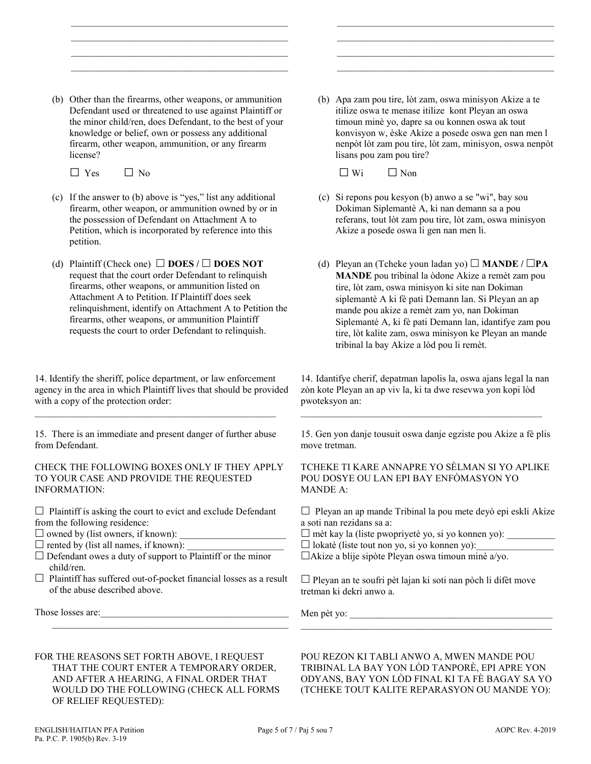______________________________________________

______________________________________________

______________________________________________

______________________________________________

(b) Other than the firearms, other weapons, or ammunition Defendant used or threatened to use against Plaintiff or the minor child/ren, does Defendant, to the best of your knowledge or belief, own or possess any additional firearm, other weapon, ammunition, or any firearm license?

☐ Yes ☐ No

(c) If the answer to (b) above is "yes," list any additional firearm, other weapon, or ammunition owned by or in the possession of Defendant on Attachment A to Petition, which is incorporated by reference into this petition.

(d) Plaintiff (Check one) ☐ **DOES** / ☐ **DOES NOT** request that the court order Defendant to relinquish firearms, other weapons, or ammunition listed on Attachment A to Petition. If Plaintiff does seek relinquishment, identify on Attachment A to Petition the firearms, other weapons, or ammunition Plaintiff requests the court to order Defendant to relinquish.

______________________________________________

______________________________________________

______________________________________________

______________________________________________

(b) Apa zam pou tire, lòt zam, oswa minisyon Akize a te itilize oswa te menase itilize kont Pleyan an oswa timoun minè yo, dapre sa ou konnen oswa ak tout konviksyon w, èske Akize a posede oswa gen nan men l nenpòt lòt zam pou tire, lòt zam, minisyon, oswa nenpòt lisans pou zam pou tire?

☐ Wi ☐ Non

(c) Si repons pou kesyon (b) anwo a se "wi", bay sou Dokiman Siplemantè A, ki nan demann sa a pou referans, tout lòt zam pou tire, lòt zam, oswa minisyon Akize a posede oswa li gen nan men li.

(d) Pleyan an (Tcheke youn ladan yo) ☐ **MANDE** / ☐**PA MANDE** pou tribinal la òdone Akize a remèt zam pou tire, lòt zam, oswa minisyon ki site nan Dokiman siplemantè A ki fè pati Demann lan. Si Pleyan an ap mande pou akize a remèt zam yo, nan Dokiman Siplemantè A, ki fè pati Demann lan, idantifye zam pou tire, lòt kalite zam, oswa minisyon ke Pleyan an mande tribinal la bay Akize a lòd pou li remèt.

14. Identify the sheriff, police department, or law enforcement agency in the area in which Plaintiff lives that should be provided with a copy of the protection order:

______________________________________________

15. There is an immediate and present danger of further abuse from Defendant.

CHECK THE FOLLOWING BOXES ONLY IF THEY APPLY TO YOUR CASE AND PROVIDE THE REQUESTED INFORMATION:

☐ Plaintiff is asking the court to evict and exclude Defendant from the following residence:

☐ owned by (list owners, if known): ____________________

☐ rented by (list all names, if known): ____________________

☐ Defendant owes a duty of support to Plaintiff or the minor child/ren.

☐ Plaintiff has suffered out-of-pocket financial losses as a result of the abuse described above.

Those losses are: ______________________________________

______________________________________________

FOR THE REASONS SET FORTH ABOVE, I REQUEST THAT THE COURT ENTER A TEMPORARY ORDER, AND AFTER A HEARING, A FINAL ORDER THAT WOULD DO THE FOLLOWING (CHECK ALL FORMS OF RELIEF REQUESTED):

14. Idantifye cherif, depatman lapolis la, oswa ajans legal la nan zòn kote Pleyan an ap viv la, ki ta dwe resevwa yon kopi lòd pwoteksyon an:

______________________________________________

15. Gen yon danje tousuit oswa danje egziste pou Akize a fè plis move tretman.

TCHEKE TI KARE ANNAPRE YO SÈLMAN SI YO APLIKE POU DOSYE OU LAN EPI BAY ENFÒMASYON YO MANDE A:

☐ Pleyan an ap mande Tribinal la pou mete deyò epi eskli Akize a soti nan rezidans sa a:

☐ mèt kay la (liste pwopriyetè yo, si yo konnen yo): __________

☐ lokatè (liste tout non yo, si yo konnen yo): ______________

☐ Akize a blije sipòte Pleyan oswa timoun minè a/yo.

☐ Pleyan an te soufri pèt lajan ki soti nan pòch li difèt move tretman ki dekri anwo a.

Men pèt yo: ___________________________________________

______________________________________________

POU REZON KI TABLI ANWO A, MWEN MANDE POU TRIBINAL LA BAY YON LÒD TANPORÈ, EPI APRE YON ODYANS, BAY YON LÒD FINAL KI TA FÈ BAGAY SA YO (TCHEKE TOUT KALITE REPARASYON OU MANDE YO):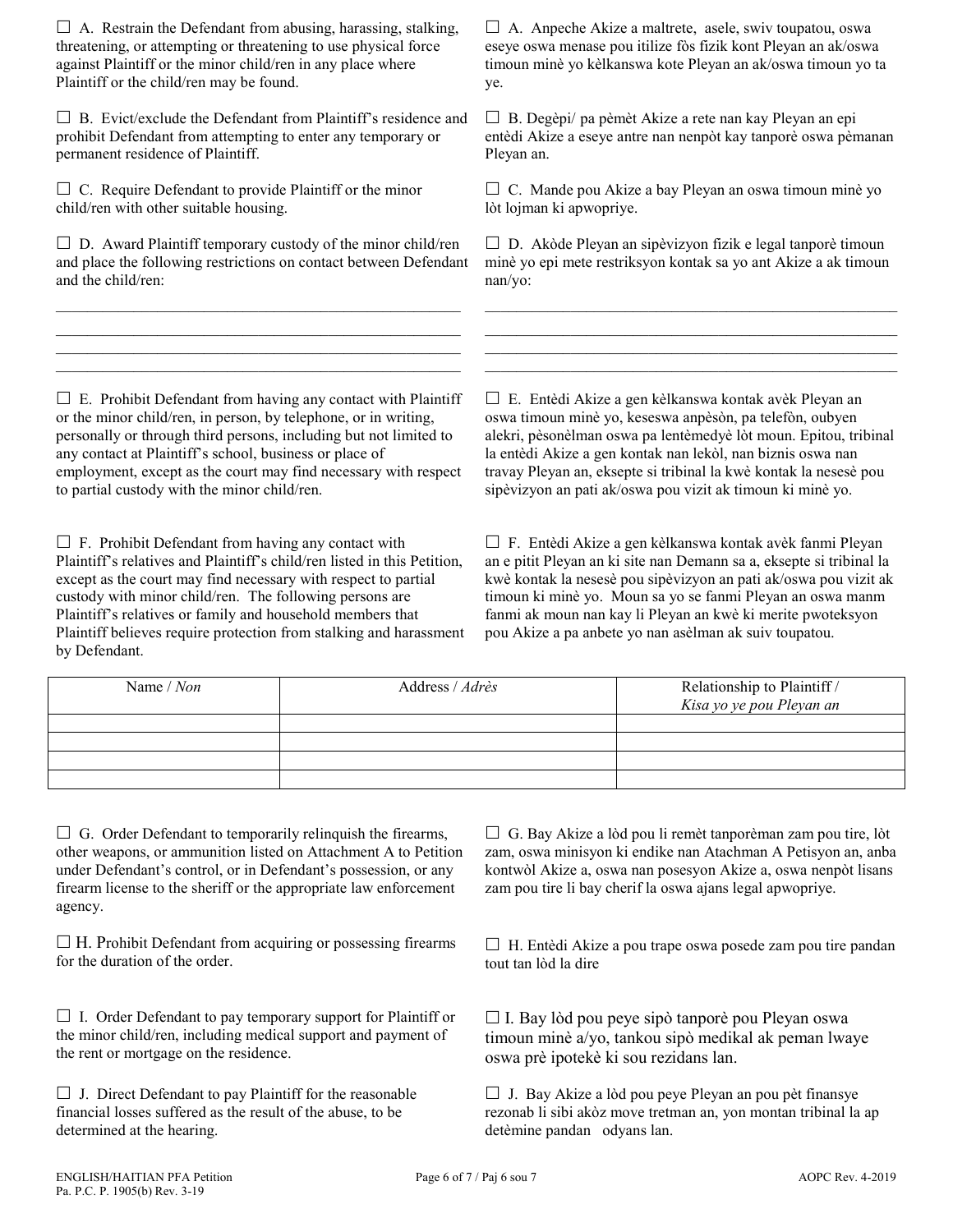☐ A. Restrain the Defendant from abusing, harassing, stalking, threatening, or attempting or threatening to use physical force against Plaintiff or the minor child/ren in any place where Plaintiff or the child/ren may be found.

☐ A. Anpeche Akize a maltrete, asele, swiv toupatou, oswa eseye oswa menase pou itilize fòs fizik kont Pleyan an ak/oswa timoun minè yo kèlkanswa kote Pleyan an ak/oswa timoun yo ta ye.

☐ B. Evict/exclude the Defendant from Plaintiff's residence and prohibit Defendant from attempting to enter any temporary or permanent residence of Plaintiff.

☐ B. Degèpi/ pa pèmèt Akize a rete nan kay Pleyan an epi entèdi Akize a eseye antre nan nenpòt kay tanporè oswa pèmanan Pleyan an.

☐ C. Require Defendant to provide Plaintiff or the minor child/ren with other suitable housing.

☐ C. Mande pou Akize a bay Pleyan an oswa timoun minè yo lòt lojman ki apwopriye.

☐ D. Award Plaintiff temporary custody of the minor child/ren and place the following restrictions on contact between Defendant and the child/ren:

______________________________________________________
______________________________________________________
______________________________________________________
______________________________________________________

☐ D. Akòde Pleyan an sipèvizyon fizik e legal tanporè timoun minè yo epi mete restriksyon kontak sa yo ant Akize a ak timoun nan/yo:

______________________________________________________
______________________________________________________
______________________________________________________
______________________________________________________

☐ E. Prohibit Defendant from having any contact with Plaintiff or the minor child/ren, in person, by telephone, or in writing, personally or through third persons, including but not limited to any contact at Plaintiff's school, business or place of employment, except as the court may find necessary with respect to partial custody with the minor child/ren.

☐ E. Entèdi Akize a gen kèlkanswa kontak avèk Pleyan an oswa timoun minè yo, keseswa anpèsòn, pa telefòn, oubyen alekri, pèsonèlman oswa pa lentèmedyè lòt moun. Epitou, tribinal la entèdi Akize a gen kontak nan lekòl, nan biznis oswa nan travay Pleyan an, eksepte si tribinal la kwè kontak la nesesè pou sipèvizyon an pati ak/oswa pou vizit ak timoun ki minè yo.

☐ F. Prohibit Defendant from having any contact with Plaintiff's relatives and Plaintiff's child/ren listed in this Petition, except as the court may find necessary with respect to partial custody with minor child/ren. The following persons are Plaintiff's relatives or family and household members that Plaintiff believes require protection from stalking and harassment by Defendant.

☐ F. Entèdi Akize a gen kèlkanswa kontak avèk fanmi Pleyan an e pitit Pleyan an ki site nan Demann sa a, eksepte si tribinal la kwè kontak la nesesè pou sipèvizyon an pati ak/oswa pou vizit ak timoun ki minè yo. Moun sa yo se fanmi Pleyan an oswa manm fanmi ak moun nan kay li Pleyan an kwè ki merite pwoteksyon pou Akize a pa anbete yo nan asèlman ak suiv toupatou.

| Name / *Non* | Address / *Adrès* | Relationship to Plaintiff / *Kisa yo ye pou Pleyan an* |
|---|---|---|
| | | |
| | | |
| | | |
| | | |

☐ G. Order Defendant to temporarily relinquish the firearms, other weapons, or ammunition listed on Attachment A to Petition under Defendant's control, or in Defendant's possession, or any firearm license to the sheriff or the appropriate law enforcement agency.

☐ G. Bay Akize a lòd pou li remèt tanporèman zam pou tire, lòt zam, oswa minisyon ki endike nan Atachman A Petisyon an, anba kontwòl Akize a, oswa nan posesyon Akize a, oswa nenpòt lisans zam pou tire li bay cherif la oswa ajans legal apwopriye.

☐ H. Prohibit Defendant from acquiring or possessing firearms for the duration of the order.

☐ H. Entèdi Akize a pou trape oswa posede zam pou tire pandan tout tan lòd la dire

☐ I. Order Defendant to pay temporary support for Plaintiff or the minor child/ren, including medical support and payment of the rent or mortgage on the residence.

☐ I. Bay lòd pou peye sipò tanporè pou Pleyan oswa timoun minè a/yo, tankou sipò medikal ak peman lwaye oswa prè ipotekè ki sou rezidans lan.

☐ J. Direct Defendant to pay Plaintiff for the reasonable financial losses suffered as the result of the abuse, to be determined at the hearing.

☐ J. Bay Akize a lòd pou peye Pleyan an pou pèt finansye rezonab li sibi akòz move tretman an, yon montan tribinal la ap detèmine pandan odyans lan.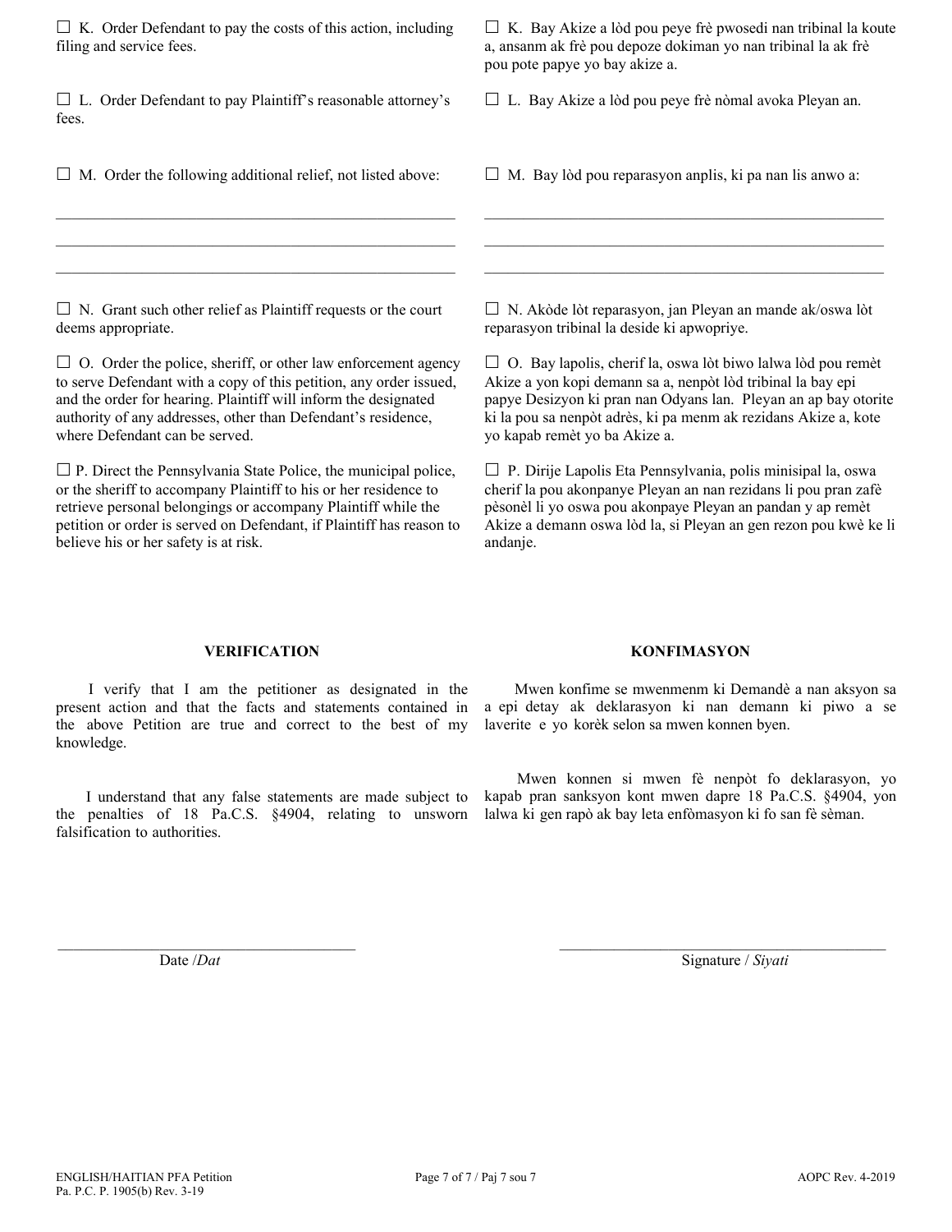☐ K. Order Defendant to pay the costs of this action, including filing and service fees.

☐ K. Bay Akize a lòd pou peye frè pwosedi nan tribinal la koute a, ansanm ak frè pou depoze dokiman yo nan tribinal la ak frè pou pote papye yo bay akize a.

☐ L. Order Defendant to pay Plaintiff's reasonable attorney's fees.

☐ L. Bay Akize a lòd pou peye frè nòmal avoka Pleyan an.

☐ M. Order the following additional relief, not listed above:

_______________________________________________________

_______________________________________________________

_______________________________________________________

☐ M. Bay lòd pou reparasyon anplis, ki pa nan lis anwo a:

_______________________________________________________

_______________________________________________________

_______________________________________________________

☐ N. Grant such other relief as Plaintiff requests or the court deems appropriate.

☐ N. Akòde lòt reparasyon, jan Pleyan an mande ak/oswa lòt reparasyon tribinal la deside ki apwopriye.

☐ O. Order the police, sheriff, or other law enforcement agency to serve Defendant with a copy of this petition, any order issued, and the order for hearing. Plaintiff will inform the designated authority of any addresses, other than Defendant's residence, where Defendant can be served.

☐ O. Bay lapolis, cherif la, oswa lòt biwo lalwa lòd pou remèt Akize a yon kopi demann sa a, nenpòt lòd tribinal la bay epi papye Desizyon ki pran nan Odyans lan. Pleyan an ap bay otorite ki la pou sa nenpòt adrès, ki pa menm ak rezidans Akize a, kote yo kapab remèt yo ba Akize a.

☐ P. Direct the Pennsylvania State Police, the municipal police, or the sheriff to accompany Plaintiff to his or her residence to retrieve personal belongings or accompany Plaintiff while the petition or order is served on Defendant, if Plaintiff has reason to believe his or her safety is at risk.

☐ P. Dirije Lapolis Eta Pennsylvania, polis minisipal la, oswa cherif la pou akonpanye Pleyan an nan rezidans li pou pran zafè pèsonèl li yo oswa pou akonpaye Pleyan an pandan y ap remèt Akize a demann oswa lòd la, si Pleyan an gen rezon pou kwè ke li andanje.

## VERIFICATION

I verify that I am the petitioner as designated in the present action and that the facts and statements contained in the above Petition are true and correct to the best of my knowledge.

I understand that any false statements are made subject to the penalties of 18 Pa.C.S. §4904, relating to unsworn falsification to authorities.

## KONFIMASYON

Mwen konfime se mwenmenm ki Demandè a nan aksyon sa a epi detay ak deklarasyon ki nan demann ki piwo a se laverite e yo korèk selon sa mwen konnen byen.

Mwen konnen si mwen fè nenpòt fo deklarasyon, yo kapab pran sanksyon kont mwen dapre 18 Pa.C.S. §4904, yon lalwa ki gen rapò ak bay leta enfòmasyon ki fo san fè sèman.

_______________________________________
Date /*Dat*

_______________________________________
Signature / *Siyati*

ENGLISH/HAITIAN PFA Petition
Pa. P.C. P. 1905(b) Rev. 3-19

AOPC Rev. 4-2019